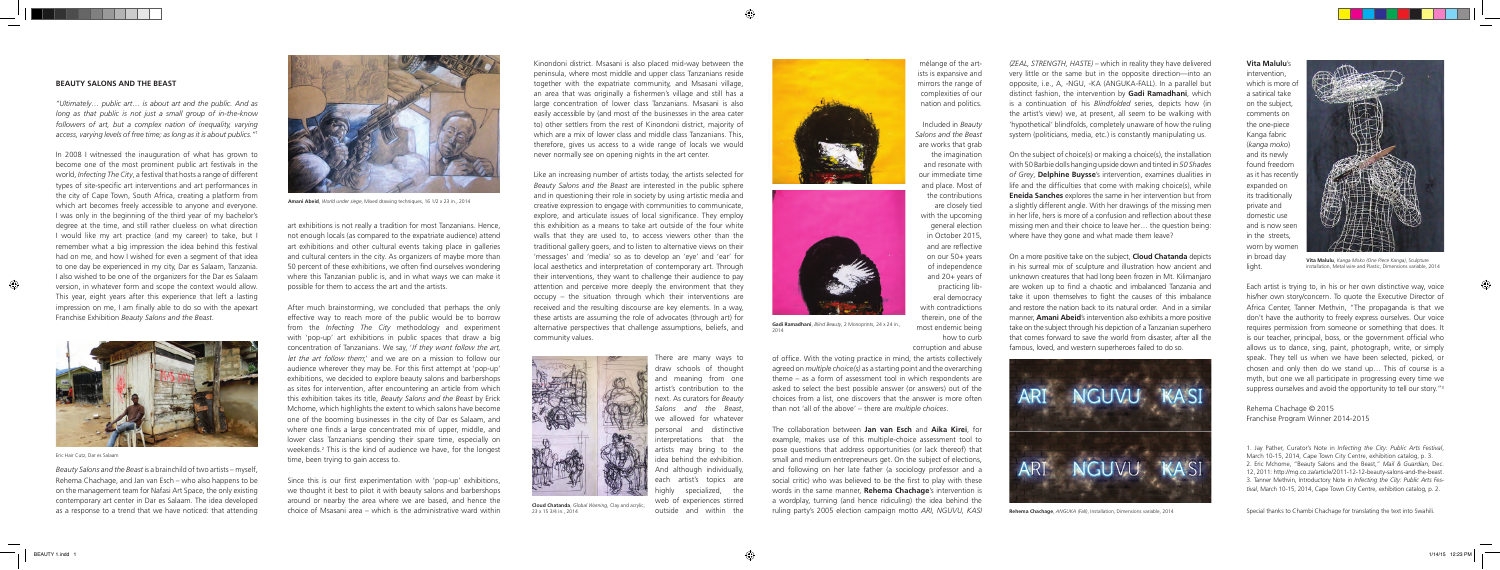## BEAUTY SALONS AND THE BEAST

*"Ultimately… public art… is about art and the public. And as long as that public is not just a small group of in-the-know followers of art, but a complex nation of inequality, varying access, varying levels of free time; as long as it is about publics."*[1]

In 2008 I witnessed the inauguration of what has grown to become one of the most prominent public art festivals in the world, *Infecting The City*, a festival that hosts a range of different types of site-specific art interventions and art performances in the city of Cape Town, South Africa, creating a platform from which art becomes freely accessible to anyone and everyone. I was only in the beginning of the third year of my bachelor's degree at the time, and still rather clueless on what direction I would like my art practice (and my career) to take, but I remember what a big impression the idea behind this festival had on me, and how I wished for even a segment of that idea to one day be experienced in my city, Dar es Salaam, Tanzania. I also wished to be one of the organizers for the Dar es Salaam version, in whatever form and scope the context would allow. This year, eight years after this experience that left a lasting impression on me, I am finally able to do so with the apexart Franchise Exhibition *Beauty Salons and the Beast*.

Eric Hair Cutz, Dar es Salaam

*Beauty Salons and the Beast* is a brainchild of two artists – myself, Rehema Chachage, and Jan van Esch – who also happens to be on the management team for Nafasi Art Space, the only existing contemporary art center in Dar es Salaam. The idea developed as a response to a trend that we have noticed: that attending art exhibitions is not really a tradition for most Tanzanians. Hence, not enough locals (as compared to the expatriate audience) attend art exhibitions and other cultural events taking place in galleries and cultural centers in the city. As organizers of maybe more than 50 percent of these exhibitions, we often find ourselves wondering where this Tanzanian public is, and in what ways we can make it possible for them to access the art and the artists.

**Amani Abeid**, *World under siege*, Mixed drawing techniques, 16 1/2 x 23 in., 2014

After much brainstorming, we concluded that perhaps the only effective way to reach more of the public would be to borrow from the *Infecting The City* methodology and experiment with 'pop-up' art exhibitions in public spaces that draw a big concentration of Tanzanians. We say, '*If they wont follow the art, let the art follow them*;' and we are on a mission to follow our audience wherever they may be. For this first attempt at 'pop-up' exhibitions, we decided to explore beauty salons and barbershops as sites for intervention, after encountering an article from which this exhibition takes its title, *Beauty Salons and the Beast* by Erick Mchome, which highlights the extent to which salons have become one of the booming businesses in the city of Dar es Salaam, and where one finds a large concentrated mix of upper, middle, and lower class Tanzanians spending their spare time, especially on weekends.[2] This is the kind of audience we have, for the longest time, been trying to gain access to.

Since this is our first experimentation with 'pop-up' exhibitions, we thought it best to pilot it with beauty salons and barbershops around or nearby the area where we are based, and hence the choice of Msasani area – which is the administrative ward within Kinondoni district. Msasani is also placed mid-way between the peninsula, where most middle and upper class Tanzanians reside together with the expatriate community, and Msasani village, an area that was originally a fishermen's village and still has a large concentration of lower class Tanzanians. Msasani is also easily accessible by (and most of the businesses in the area cater to) other settlers from the rest of Kinondoni district, majority of which are a mix of lower class and middle class Tanzanians. This, therefore, gives us access to a wide range of locals we would never normally see on opening nights in the art center.

Like an increasing number of artists today, the artists selected for *Beauty Salons and the Beast* are interested in the public sphere and in questioning their role in society by using artistic media and creative expression to engage with communities to communicate, explore, and articulate issues of local significance. They employ this exhibition as a means to take art outside of the four white walls that they are used to, to access viewers other than the traditional gallery goers, and to listen to alternative views on their 'messages' and 'media' so as to develop an 'eye' and 'ear' for local aesthetics and interpretation of contemporary art. Through their interventions, they want to challenge their audience to pay attention and perceive more deeply the environment that they occupy – the situation through which their interventions are received and the resulting discourse are key elements. In a way, these artists are assuming the role of advocates (through art) for alternative perspectives that challenge assumptions, beliefs, and community values.

**Cloud Chatanda**, *Global Warning*, Clay and acrylic, 23 x 15 3/4 in., 2014

There are many ways to draw schools of thought and meaning from one artist's contribution to the next. As curators for *Beauty Salons and the Beast*, we allowed for whatever personal and distinctive interpretations that the artists may bring to the idea behind the exhibition. And although individually, each artist's topics are highly specialized, the web of experiences stirred outside and within the mélange of the artists is expansive and mirrors the range of complexities of our nation and politics.

**Gadi Ramadhani**, *Blind Beauty*, 2 Monoprints, 24 x 24 in., 2014

Included in *Beauty Salons and the Beast* are works that grab the imagination and resonate with our immediate time and place. Most of the contributions are closely tied with the upcoming general election in October 2015, and are reflective on our 50+ years of independence and 20+ years of practicing liberal democracy with contradictions therein, one of the most endemic being how to curb corruption and abuse of office. With the voting practice in mind, the artists collectively agreed on *multiple choice(s)* as a starting point and the overarching theme – as a form of assessment tool in which respondents are asked to select the best possible answer (or answers) out of the choices from a list, one discovers that the answer is more often than not 'all of the above' – there are *multiple choices*.

The collaboration between **Jan van Esch** and **Aika Kirei**, for example, makes use of this multiple-choice assessment tool to pose questions that address opportunities (or lack thereof) that small and medium entrepreneurs get. On the subject of elections, and following on her late father (a sociology professor and a social critic) who was believed to be the first to play with these words in the same manner, **Rehema Chachage**'s intervention is a wordplay, turning (and hence ridiculing) the idea behind the ruling party's 2005 election campaign motto *ARI, NGUVU, KASI (ZEAL, STRENGTH, HASTE)* – which in reality they have delivered very little or the same but in the opposite direction—into an opposite, i.e., A, -NGU, -KA (ANGUKA-FALL). In a parallel but distinct fashion, the intervention by **Gadi Ramadhani**, which is a continuation of his *Blindfolded series*, depicts how (in the artist's view) we, at present, all seem to be walking with 'hypothetical' blindfolds, completely unaware of how the ruling system (politicians, media, etc.) is constantly manipulating us.

On the subject of choice(s) or making a choice(s), the installation with 50 Barbie dolls hanging upside down and tinted in *50 Shades of Grey*, **Delphine Buysse**'s intervention, examines dualities in life and the difficulties that come with making choice(s), while **Eneida Sanches** explores the same in her intervention but from a slightly different angle. With her drawings of the missing men in her life, hers is more of a confusion and reflection about these missing men and their choice to leave her… the question being: where have they gone and what made them leave?

On a more positive take on the subject, **Cloud Chatanda** depicts in his surreal mix of sculpture and illustration how ancient and unknown creatures that had long been frozen in Mt. Kilimanjaro are woken up to find a chaotic and imbalanced Tanzania and take it upon themselves to fight the causes of this imbalance and restore the nation back to its natural order. And in a similar manner, **Amani Abeid**'s intervention also exhibits a more positive take on the subject through his depiction of a Tanzanian superhero that comes forward to save the world from disaster, after all the famous, loved, and western superheroes failed to do so.

**Rehema Chachage**, *ANGUKA (fall)*, Installation, Dimensions variable, 2014

**Vita Malulu**'s intervention, which is more of a satirical take on the subject, comments on the one-piece Kanga fabric (*kanga moko*) and its newly found freedom as it has recently expanded on its traditionally private and domestic use and is now seen in the streets, worn by women in broad day light.

**Vita Malulu**, *Kanga Moko (One Piece Kanga)*, Sculpture installation, Metal wire and Plastic, Dimensions variable, 2014

Each artist is trying to, in his or her own distinctive way, voice his/her own story/concern. To quote the Executive Director of Africa Center, Tanner Methvin, "The propaganda is that we don't have the authority to freely express ourselves. Our voice requires permission from someone or something that does. It is our teacher, principal, boss, or the government official who allows us to dance, sing, paint, photograph, write, or simply speak. They tell us when we have been selected, picked, or chosen and only then do we stand up… This of course is a myth, but one we all participate in progressing every time we suppress ourselves and avoid the opportunity to tell our story."[3]

Rehema Chachage © 2015
Franchise Program Winner 2014-2015

1. Jay Pather, Curator's Note in *Infecting the City: Public Arts Festival*, March 10-15, 2014, Cape Town City Centre, exhibition catalog, p. 3.
2. Eric Mchome, "Beauty Salons and the Beast," *Mail & Guardian*, Dec. 12, 2011: http://mg.co.za/article/2011-12-12-beauty-salons-and-the-beast.
3. Tanner Methvin, Introductory Note in *Infecting the City: Public Arts Festival*, March 10-15, 2014, Cape Town City Centre, exhibition catalog, p. 2.

Special thanks to Chambi Chachage for translating the text into Swahili.